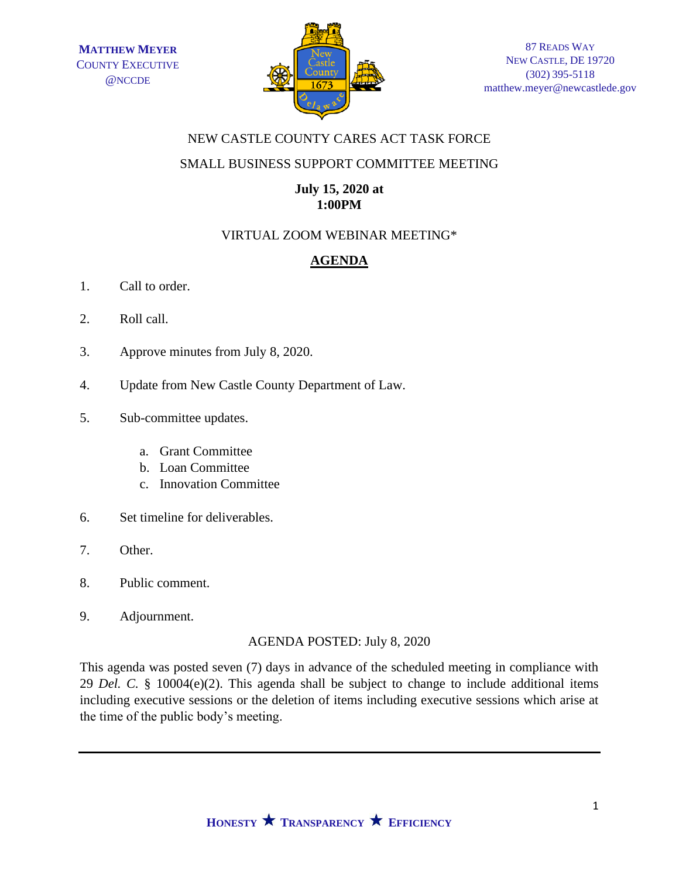**MATTHEW MEYER**
COUNTY EXECUTIVE
@NCCDE

87 READS WAY
NEW CASTLE, DE 19720
(302) 395-5118
matthew.meyer@newcastlede.gov

NEW CASTLE COUNTY CARES ACT TASK FORCE

SMALL BUSINESS SUPPORT COMMITTEE MEETING

**July 15, 2020 at**
**1:00PM**

VIRTUAL ZOOM WEBINAR MEETING*

## **AGENDA**

1. Call to order.
2. Roll call.
3. Approve minutes from July 8, 2020.
4. Update from New Castle County Department of Law.
5. Sub-committee updates.
   a. Grant Committee
   b. Loan Committee
   c. Innovation Committee
6. Set timeline for deliverables.
7. Other.
8. Public comment.
9. Adjournment.

AGENDA POSTED: July 8, 2020

This agenda was posted seven (7) days in advance of the scheduled meeting in compliance with 29 *Del. C.* § 10004(e)(2). This agenda shall be subject to change to include additional items including executive sessions or the deletion of items including executive sessions which arise at the time of the public body's meeting.

**HONESTY ★ TRANSPARENCY ★ EFFICIENCY**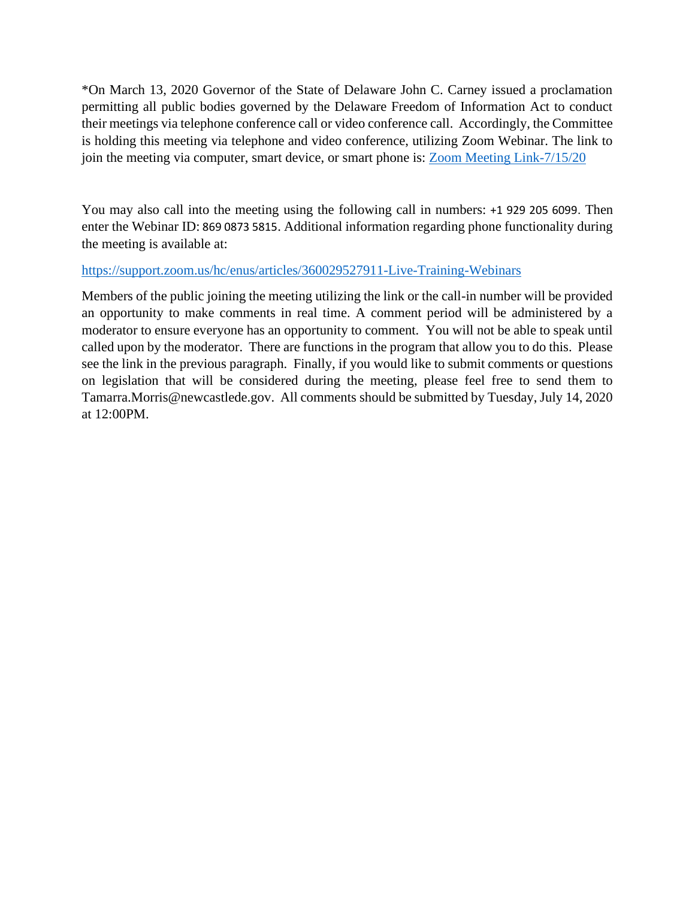*On March 13, 2020 Governor of the State of Delaware John C. Carney issued a proclamation permitting all public bodies governed by the Delaware Freedom of Information Act to conduct their meetings via telephone conference call or video conference call. Accordingly, the Committee is holding this meeting via telephone and video conference, utilizing Zoom Webinar. The link to join the meeting via computer, smart device, or smart phone is: Zoom Meeting Link-7/15/20

You may also call into the meeting using the following call in numbers: +1 929 205 6099. Then enter the Webinar ID: 869 0873 5815. Additional information regarding phone functionality during the meeting is available at:

https://support.zoom.us/hc/enus/articles/360029527911-Live-Training-Webinars

Members of the public joining the meeting utilizing the link or the call-in number will be provided an opportunity to make comments in real time. A comment period will be administered by a moderator to ensure everyone has an opportunity to comment. You will not be able to speak until called upon by the moderator. There are functions in the program that allow you to do this. Please see the link in the previous paragraph. Finally, if you would like to submit comments or questions on legislation that will be considered during the meeting, please feel free to send them to Tamarra.Morris@newcastlede.gov. All comments should be submitted by Tuesday, July 14, 2020 at 12:00PM.